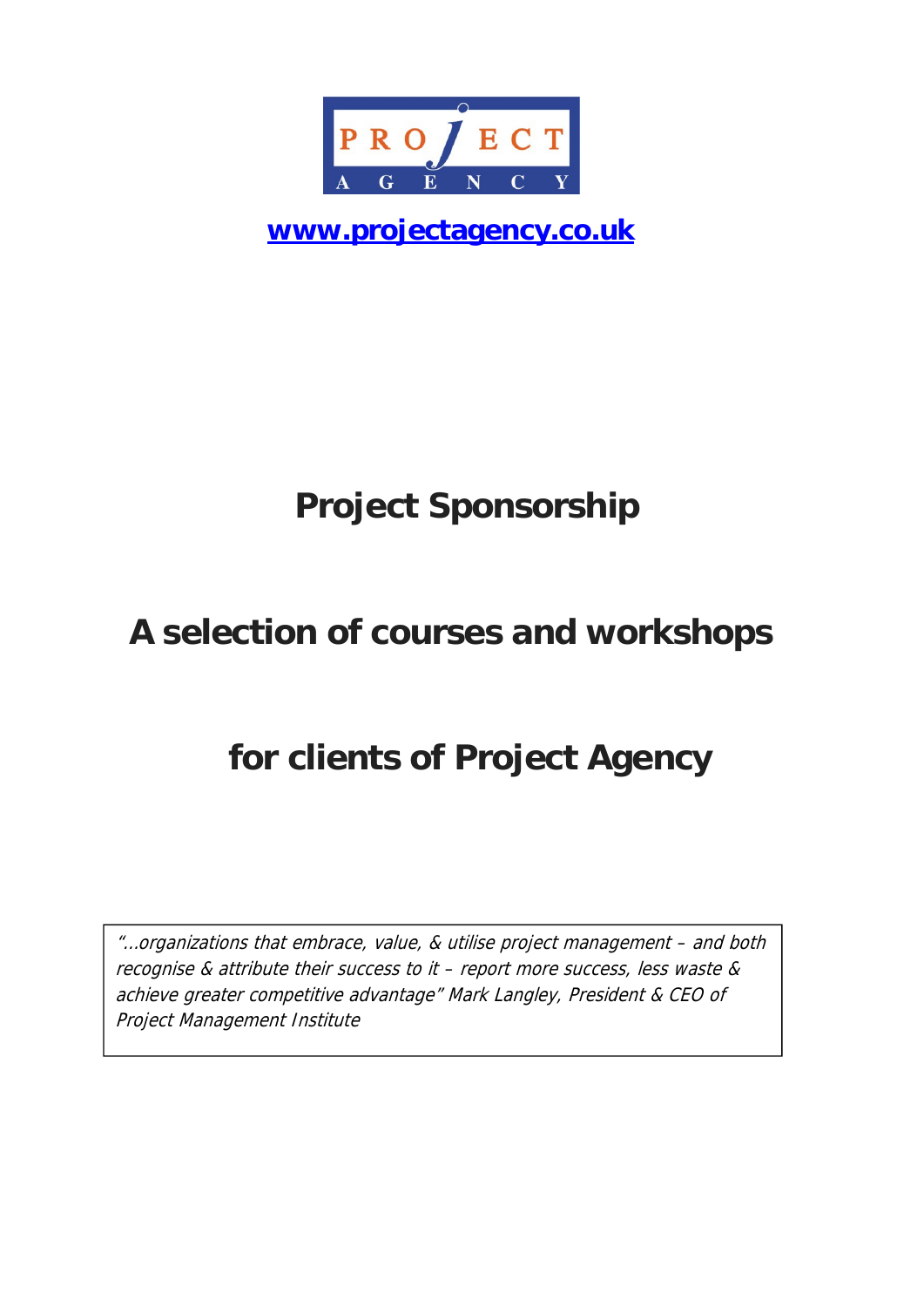PROJECT AGENCY

[www.projectagency.co.uk](http://www.projectagency.co.uk)

# Project Sponsorship

# A selection of courses and workshops

# for clients of Project Agency

*"...organizations that embrace, value, & utilise project management – and both recognise & attribute their success to it – report more success, less waste & achieve greater competitive advantage" Mark Langley, President & CEO of Project Management Institute*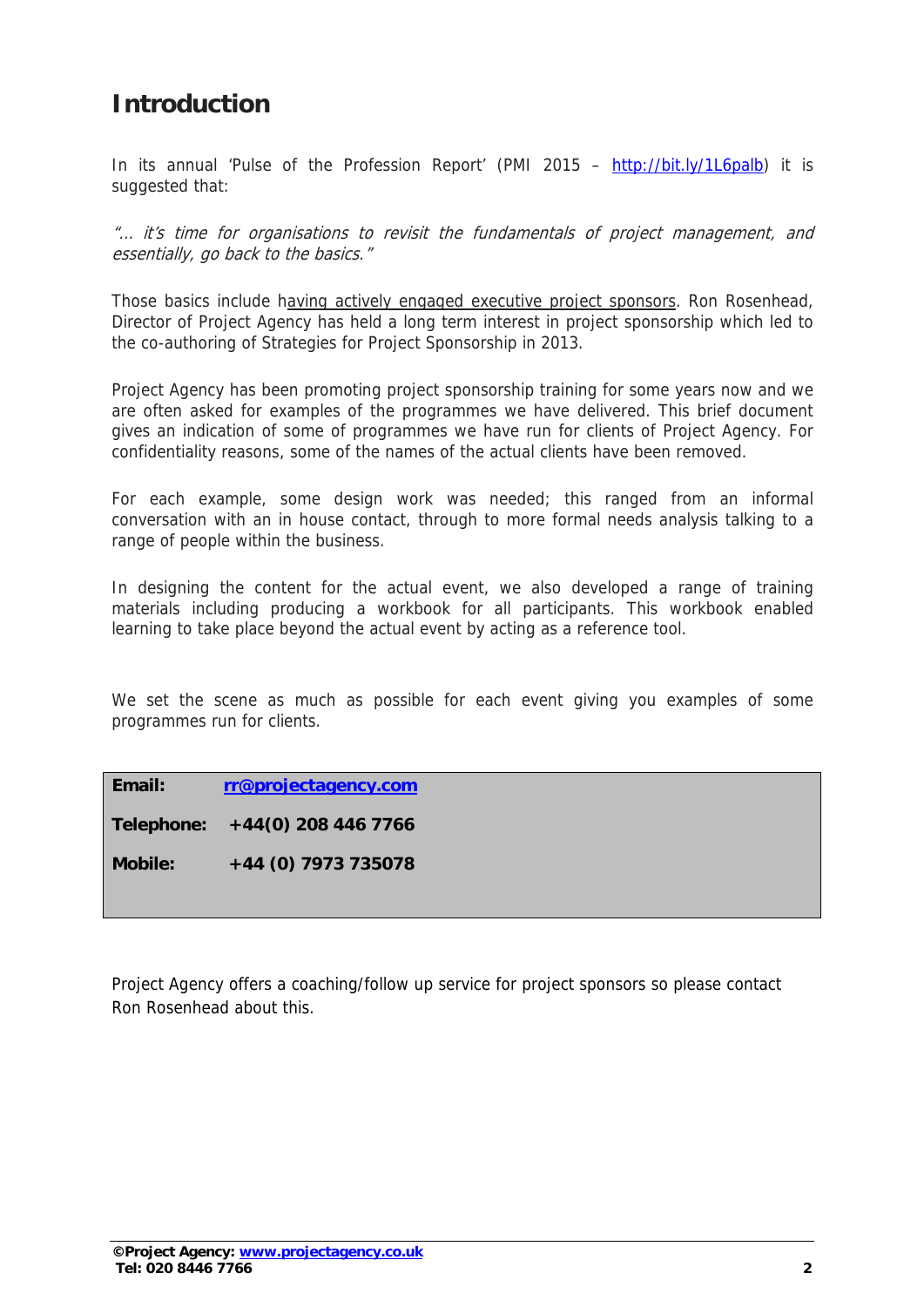# Introduction

In its annual 'Pulse of the Profession Report' (PMI 2015 – http://bit.ly/1L6palb) it is suggested that:

*"... it's time for organisations to revisit the fundamentals of project management, and essentially, go back to the basics."*

Those basics include having actively engaged executive project sponsors. Ron Rosenhead, Director of Project Agency has held a long term interest in project sponsorship which led to the co-authoring of Strategies for Project Sponsorship in 2013.

Project Agency has been promoting project sponsorship training for some years now and we are often asked for examples of the programmes we have delivered. This brief document gives an indication of some of programmes we have run for clients of Project Agency. For confidentiality reasons, some of the names of the actual clients have been removed.

For each example, some design work was needed; this ranged from an informal conversation with an in house contact, through to more formal needs analysis talking to a range of people within the business.

In designing the content for the actual event, we also developed a range of training materials including producing a workbook for all participants. This workbook enabled learning to take place beyond the actual event by acting as a reference tool.

We set the scene as much as possible for each event giving you examples of some programmes run for clients.

**Email:** **rr@projectagency.com**

**Telephone:** **+44(0) 208 446 7766**

**Mobile:** **+44 (0) 7973 735078**

Project Agency offers a coaching/follow up service for project sponsors so please contact Ron Rosenhead about this.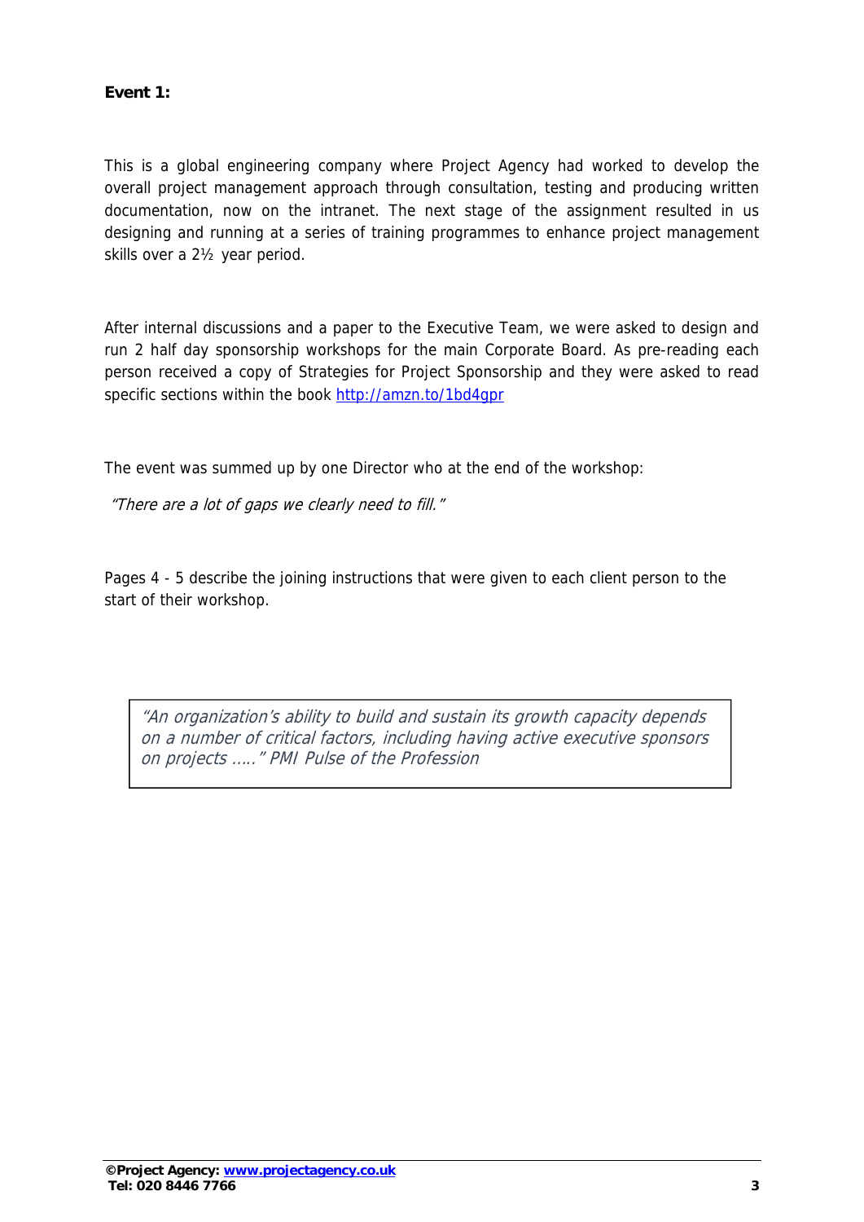**Event 1:**

This is a global engineering company where Project Agency had worked to develop the overall project management approach through consultation, testing and producing written documentation, now on the intranet. The next stage of the assignment resulted in us designing and running at a series of training programmes to enhance project management skills over a 2½ year period.

After internal discussions and a paper to the Executive Team, we were asked to design and run 2 half day sponsorship workshops for the main Corporate Board. As pre-reading each person received a copy of Strategies for Project Sponsorship and they were asked to read specific sections within the book http://amzn.to/1bd4gpr

The event was summed up by one Director who at the end of the workshop:

*"There are a lot of gaps we clearly need to fill."*

Pages 4 - 5 describe the joining instructions that were given to each client person to the start of their workshop.

> *"An organization's ability to build and sustain its growth capacity depends on a number of critical factors, including having active executive sponsors on projects ….." PMI Pulse of the Profession*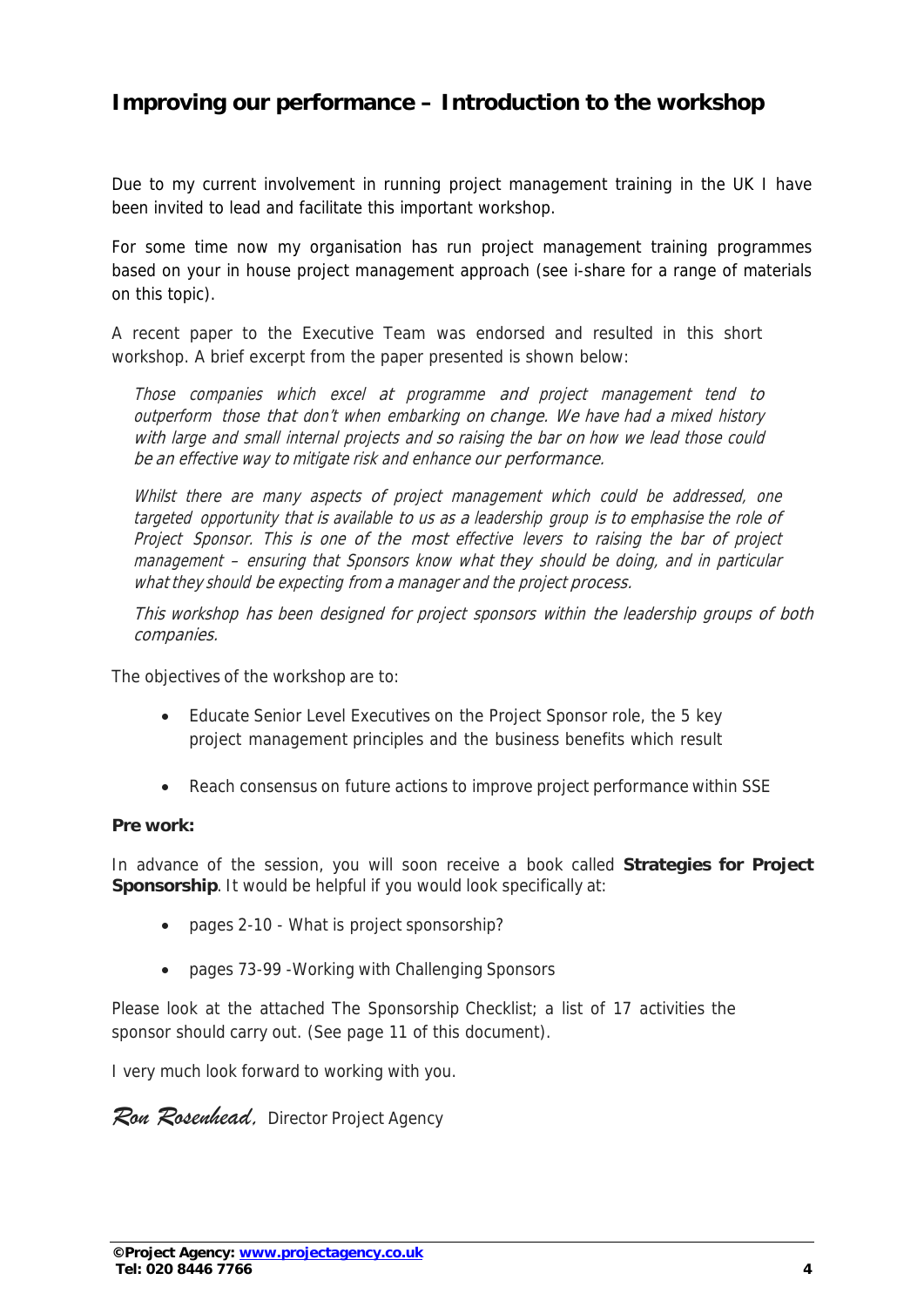## Improving our performance – Introduction to the workshop

Due to my current involvement in running project management training in the UK I have been invited to lead and facilitate this important workshop.

For some time now my organisation has run project management training programmes based on your in house project management approach (see i-share for a range of materials on this topic).

A recent paper to the Executive Team was endorsed and resulted in this short workshop. A brief excerpt from the paper presented is shown below:

> *Those companies which excel at programme and project management tend to outperform those that don't when embarking on change. We have had a mixed history with large and small internal projects and so raising the bar on how we lead those could be an effective way to mitigate risk and enhance our performance.*
>
> *Whilst there are many aspects of project management which could be addressed, one targeted opportunity that is available to us as a leadership group is to emphasise the role of Project Sponsor. This is one of the most effective levers to raising the bar of project management – ensuring that Sponsors know what they should be doing, and in particular what they should be expecting from a manager and the project process.*
>
> *This workshop has been designed for project sponsors within the leadership groups of both companies.*

The objectives of the workshop are to:

- Educate Senior Level Executives on the Project Sponsor role, the 5 key project management principles and the business benefits which result
- Reach consensus on future actions to improve project performance within SSE

**Pre work:**

In advance of the session, you will soon receive a book called **Strategies for Project Sponsorship**. It would be helpful if you would look specifically at:

- pages 2-10 - What is project sponsorship?
- pages 73-99 -Working with Challenging Sponsors

Please look at the attached The Sponsorship Checklist; a list of 17 activities the sponsor should carry out. (See page 11 of this document).

I very much look forward to working with you.

*Ron Rosenhead*, Director Project Agency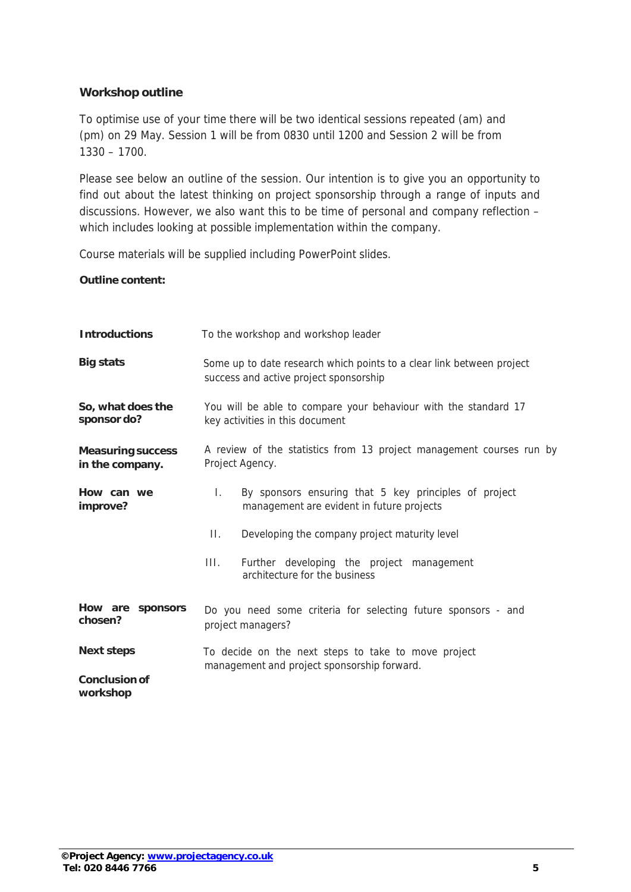## Workshop outline

To optimise use of your time there will be two identical sessions repeated (am) and (pm) on 29 May. Session 1 will be from 0830 until 1200 and Session 2 will be from 1330 – 1700.

Please see below an outline of the session. Our intention is to give you an opportunity to find out about the latest thinking on project sponsorship through a range of inputs and discussions. However, we also want this to be time of personal and company reflection – which includes looking at possible implementation within the company.

Course materials will be supplied including PowerPoint slides.

**Outline content:**

| | |
|---|---|
| **Introductions** | To the workshop and workshop leader |
| **Big stats** | Some up to date research which points to a clear link between project success and active project sponsorship |
| **So, what does the sponsor do?** | You will be able to compare your behaviour with the standard 17 key activities in this document |
| **Measuring success in the company.** | A review of the statistics from 13 project management courses run by Project Agency. |
| **How can we improve?** | I. By sponsors ensuring that 5 key principles of project management are evident in future projects<br>II. Developing the company project maturity level<br>III. Further developing the project management architecture for the business |
| **How are sponsors chosen?** | Do you need some criteria for selecting future sponsors - and project managers? |
| **Next steps** | To decide on the next steps to take to move project management and project sponsorship forward. |
| **Conclusion of workshop** | |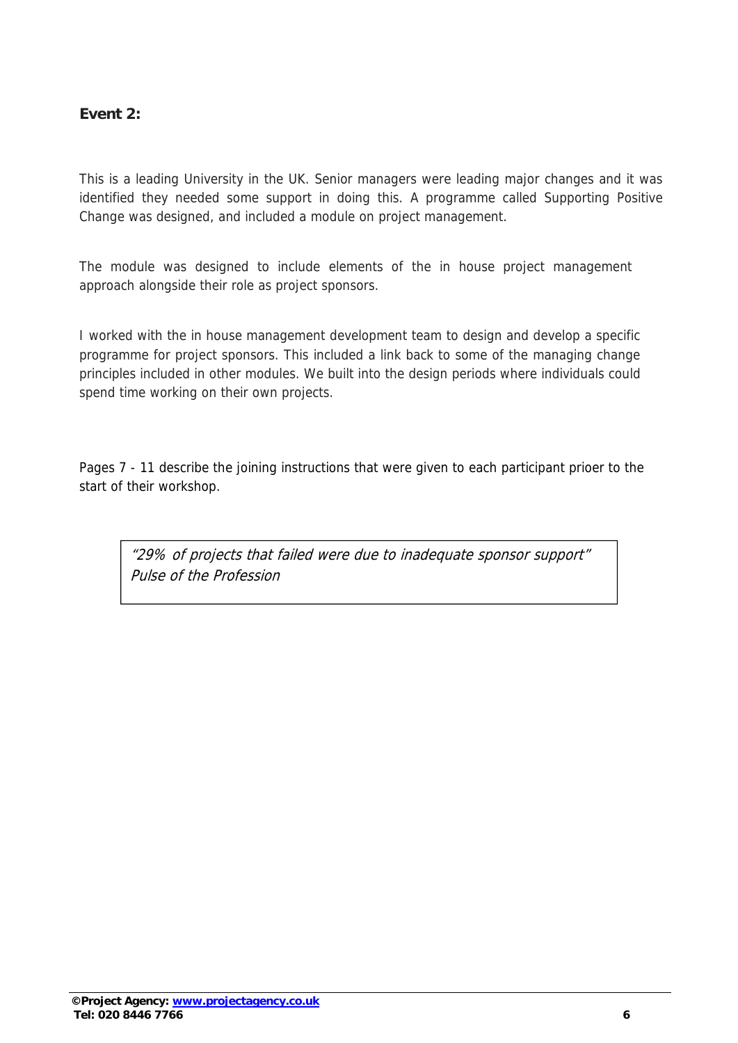**Event 2:**

This is a leading University in the UK. Senior managers were leading major changes and it was identified they needed some support in doing this. A programme called Supporting Positive Change was designed, and included a module on project management.

The module was designed to include elements of the in house project management approach alongside their role as project sponsors.

I worked with the in house management development team to design and develop a specific programme for project sponsors. This included a link back to some of the managing change principles included in other modules. We built into the design periods where individuals could spend time working on their own projects.

Pages 7 - 11 describe the joining instructions that were given to each participant prioer to the start of their workshop.

> *"29% of projects that failed were due to inadequate sponsor support"*
> *Pulse of the Profession*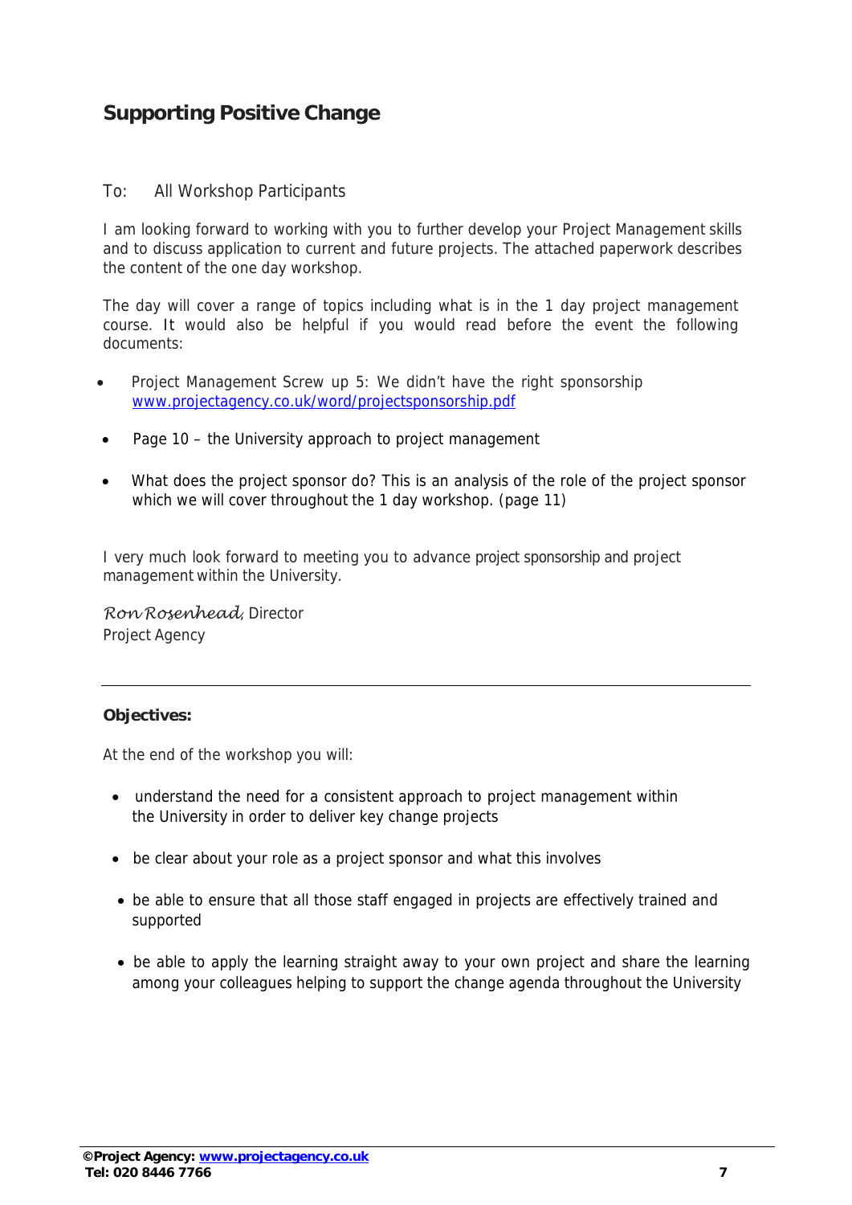## Supporting Positive Change

To: All Workshop Participants

I am looking forward to working with you to further develop your Project Management skills and to discuss application to current and future projects. The attached paperwork describes the content of the one day workshop.

The day will cover a range of topics including what is in the 1 day project management course. It would also be helpful if you would read before the event the following documents:

- Project Management Screw up 5: We didn't have the right sponsorship [www.projectagency.co.uk/word/projectsponsorship.pdf](www.projectagency.co.uk/word/projectsponsorship.pdf)
- Page 10 – the University approach to project management
- What does the project sponsor do? This is an analysis of the role of the project sponsor which we will cover throughout the 1 day workshop. (page 11)

I very much look forward to meeting you to advance project sponsorship and project management within the University.

*Ron Rosenhead*, Director
Project Agency

---

**Objectives:**

At the end of the workshop you will:

- understand the need for a consistent approach to project management within the University in order to deliver key change projects
- be clear about your role as a project sponsor and what this involves
- be able to ensure that all those staff engaged in projects are effectively trained and supported
- be able to apply the learning straight away to your own project and share the learning among your colleagues helping to support the change agenda throughout the University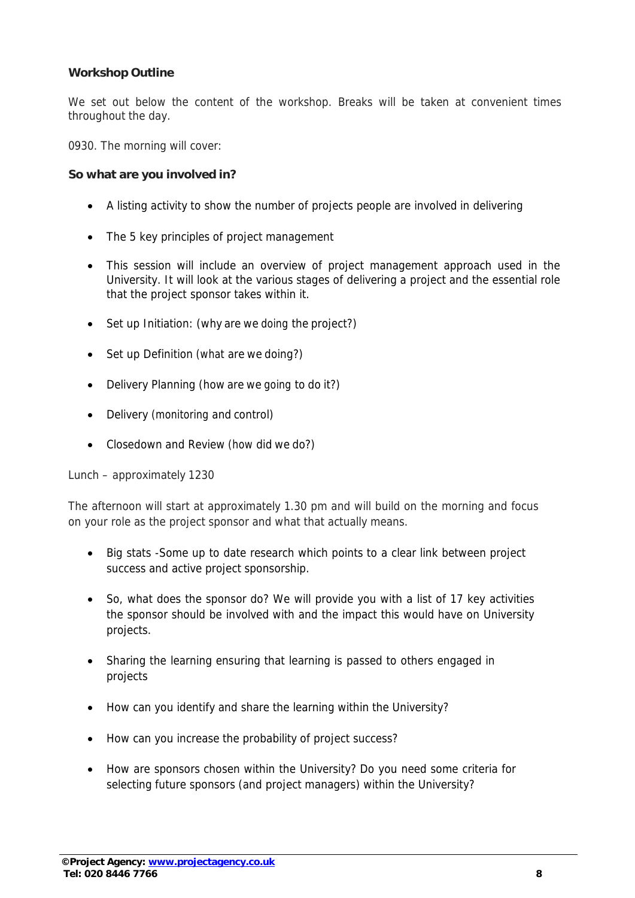## Workshop Outline

We set out below the content of the workshop. Breaks will be taken at convenient times throughout the day.

0930. The morning will cover:

### So what are you involved in?

- A listing activity to show the number of projects people are involved in delivering
- The 5 key principles of project management
- This session will include an overview of project management approach used in the University. It will look at the various stages of delivering a project and the essential role that the project sponsor takes within it.
- Set up Initiation: (why are we doing the project?)
- Set up Definition (what are we doing?)
- Delivery Planning (how are we going to do it?)
- Delivery (monitoring and control)
- Closedown and Review (how did we do?)

Lunch – approximately 1230

The afternoon will start at approximately 1.30 pm and will build on the morning and focus on your role as the project sponsor and what that actually means.

- Big stats -Some up to date research which points to a clear link between project success and active project sponsorship.
- So, what does the sponsor do? We will provide you with a list of 17 key activities the sponsor should be involved with and the impact this would have on University projects.
- Sharing the learning ensuring that learning is passed to others engaged in projects
- How can you identify and share the learning within the University?
- How can you increase the probability of project success?
- How are sponsors chosen within the University? Do you need some criteria for selecting future sponsors (and project managers) within the University?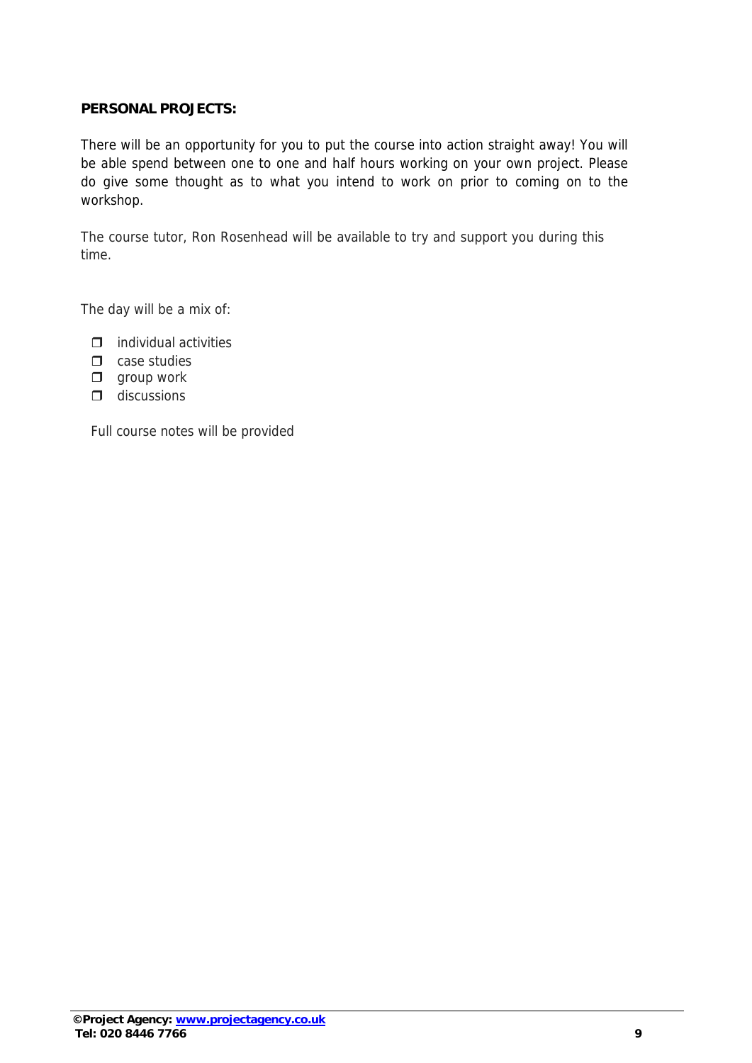**PERSONAL PROJECTS:**

There will be an opportunity for you to put the course into action straight away! You will be able spend between one to one and half hours working on your own project. Please do give some thought as to what you intend to work on prior to coming on to the workshop.

The course tutor, Ron Rosenhead will be available to try and support you during this time.

The day will be a mix of:

- individual activities
- case studies
- group work
- discussions

Full course notes will be provided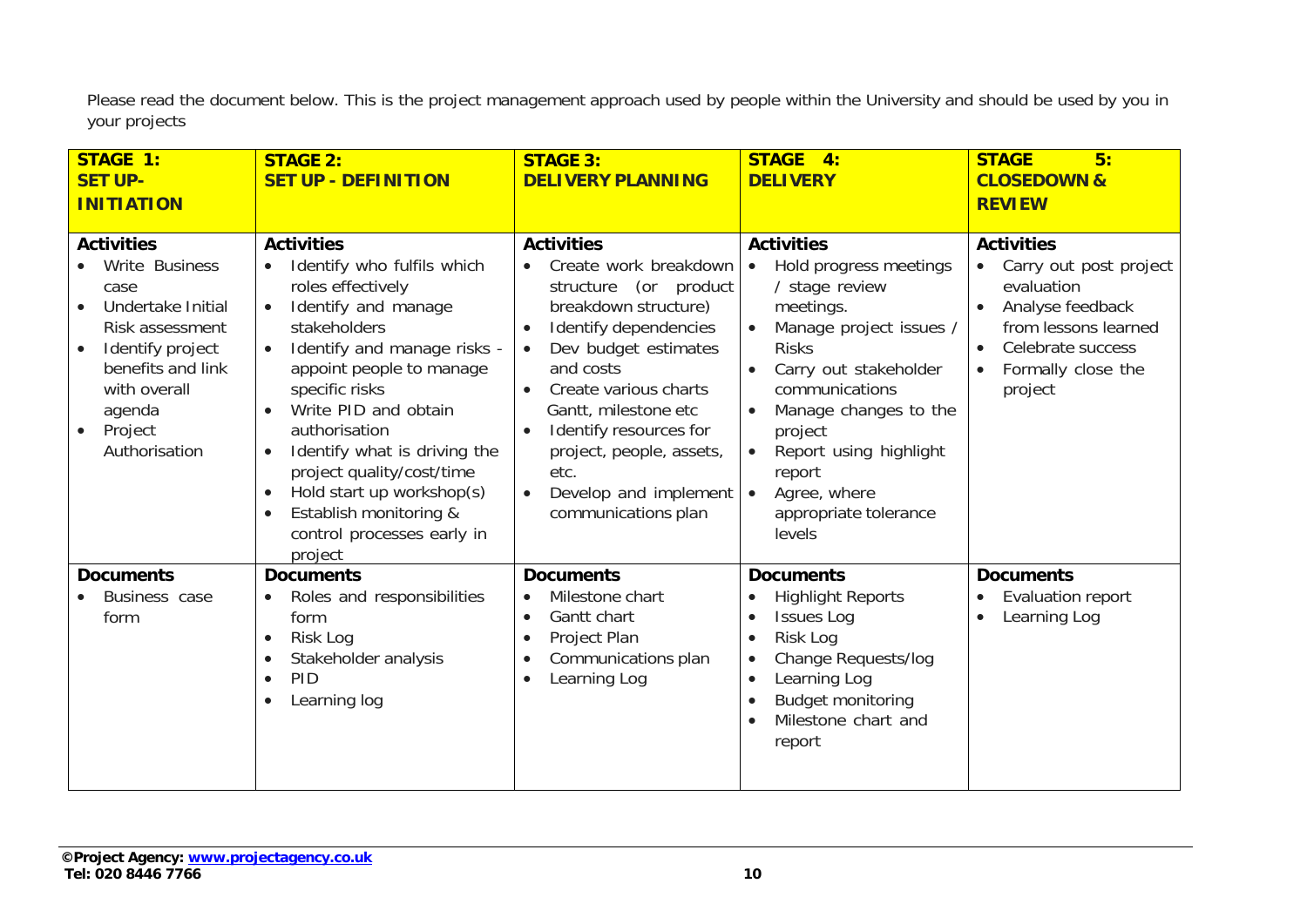Please read the document below. This is the project management approach used by people within the University and should be used by you in your projects

| **STAGE 1: SET UP- INITIATION** | **STAGE 2: SET UP - DEFINITION** | **STAGE 3: DELIVERY PLANNING** | **STAGE 4: DELIVERY** | **STAGE 5: CLOSEDOWN & REVIEW** |
|---|---|---|---|---|
| **Activities**<br>• Write Business case<br>• Undertake Initial Risk assessment<br>• Identify project benefits and link with overall agenda<br>• Project Authorisation | **Activities**<br>• Identify who fulfils which roles effectively<br>• Identify and manage stakeholders<br>• Identify and manage risks - appoint people to manage specific risks<br>• Write PID and obtain authorisation<br>• Identify what is driving the project quality/cost/time<br>• Hold start up workshop(s)<br>• Establish monitoring & control processes early in project | **Activities**<br>• Create work breakdown structure (or product breakdown structure)<br>• Identify dependencies<br>• Dev budget estimates and costs<br>• Create various charts Gantt, milestone etc<br>• Identify resources for project, people, assets, etc.<br>• Develop and implement communications plan | **Activities**<br>• Hold progress meetings / stage review meetings.<br>• Manage project issues / Risks<br>• Carry out stakeholder communications<br>• Manage changes to the project<br>• Report using highlight report<br>• Agree, where appropriate tolerance levels | **Activities**<br>• Carry out post project evaluation<br>• Analyse feedback from lessons learned<br>• Celebrate success<br>• Formally close the project |
| **Documents**<br>• Business case form | **Documents**<br>• Roles and responsibilities form<br>• Risk Log<br>• Stakeholder analysis<br>• PID<br>• Learning log | **Documents**<br>• Milestone chart<br>• Gantt chart<br>• Project Plan<br>• Communications plan<br>• Learning Log | **Documents**<br>• Highlight Reports<br>• Issues Log<br>• Risk Log<br>• Change Requests/log<br>• Learning Log<br>• Budget monitoring<br>• Milestone chart and report | **Documents**<br>• Evaluation report<br>• Learning Log |

**©Project Agency: www.projectagency.co.uk**
**Tel: 020 8446 7766**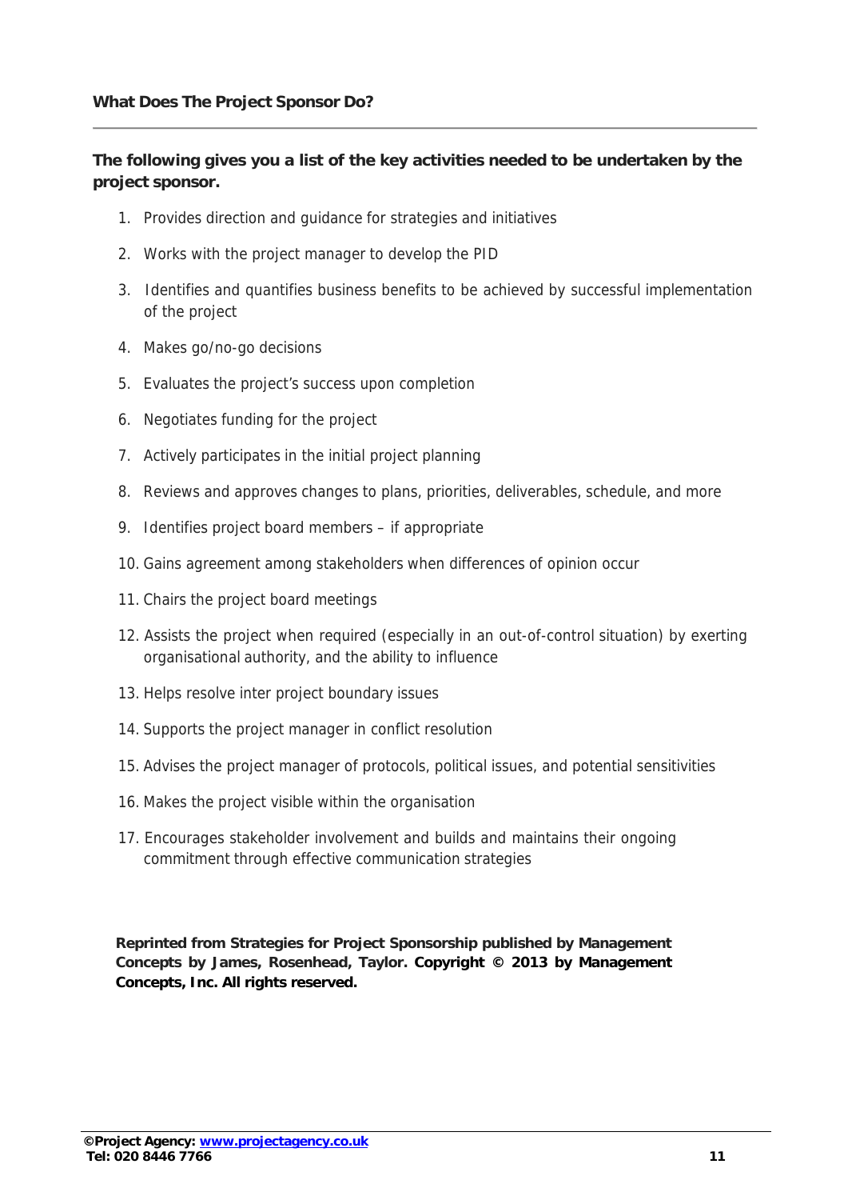## What Does The Project Sponsor Do?

**The following gives you a list of the key activities needed to be undertaken by the project sponsor.**

1. Provides direction and guidance for strategies and initiatives
2. Works with the project manager to develop the PID
3. Identifies and quantifies business benefits to be achieved by successful implementation of the project
4. Makes go/no-go decisions
5. Evaluates the project's success upon completion
6. Negotiates funding for the project
7. Actively participates in the initial project planning
8. Reviews and approves changes to plans, priorities, deliverables, schedule, and more
9. Identifies project board members – if appropriate
10. Gains agreement among stakeholders when differences of opinion occur
11. Chairs the project board meetings
12. Assists the project when required (especially in an out-of-control situation) by exerting organisational authority, and the ability to influence
13. Helps resolve inter project boundary issues
14. Supports the project manager in conflict resolution
15. Advises the project manager of protocols, political issues, and potential sensitivities
16. Makes the project visible within the organisation
17. Encourages stakeholder involvement and builds and maintains their ongoing commitment through effective communication strategies

**Reprinted from Strategies for Project Sponsorship published by Management Concepts by James, Rosenhead, Taylor. Copyright © 2013 by Management Concepts, Inc. All rights reserved.**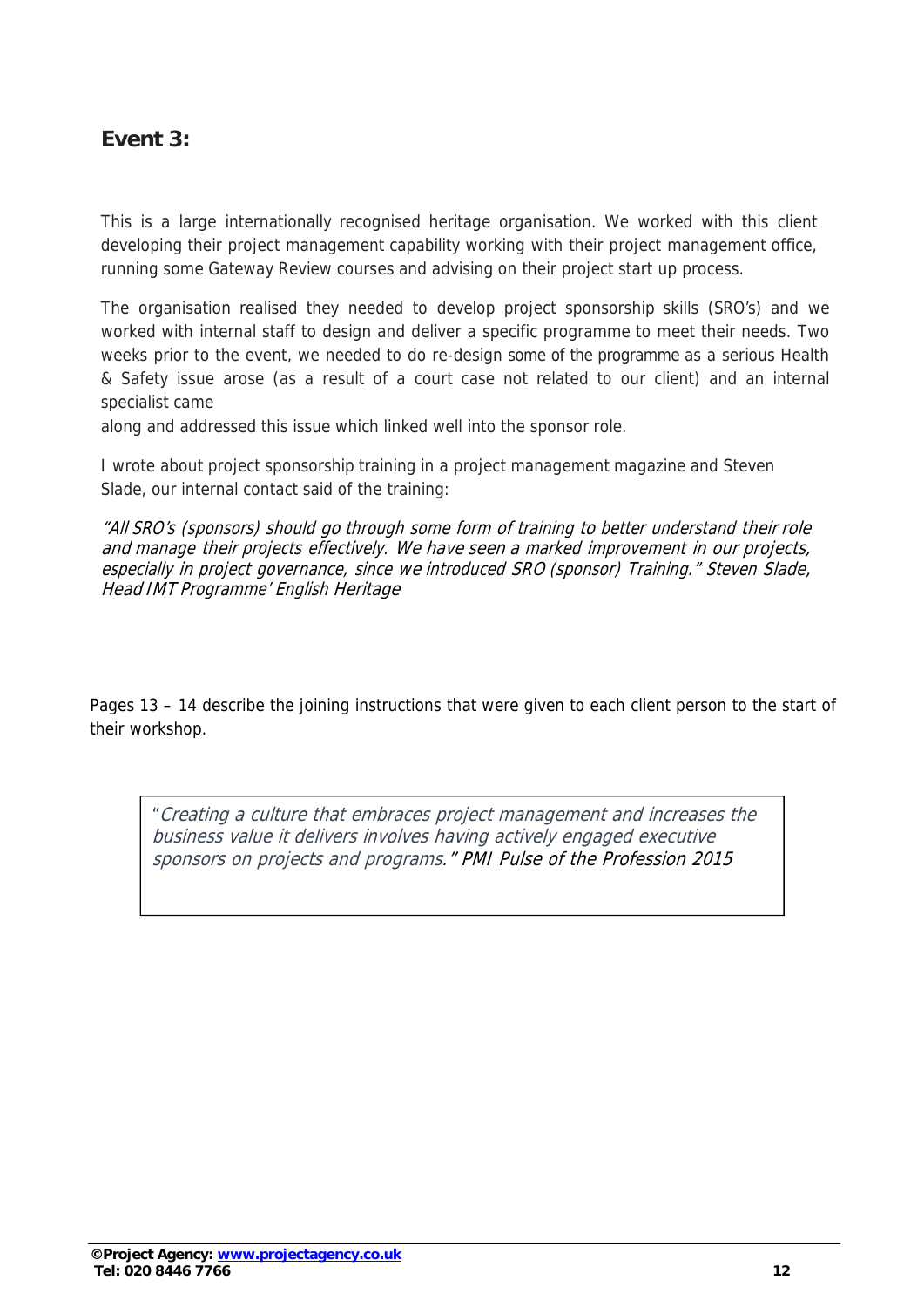## Event 3:

This is a large internationally recognised heritage organisation. We worked with this client developing their project management capability working with their project management office, running some Gateway Review courses and advising on their project start up process.

The organisation realised they needed to develop project sponsorship skills (SRO's) and we worked with internal staff to design and deliver a specific programme to meet their needs. Two weeks prior to the event, we needed to do re-design some of the programme as a serious Health & Safety issue arose (as a result of a court case not related to our client) and an internal specialist came along and addressed this issue which linked well into the sponsor role.

I wrote about project sponsorship training in a project management magazine and Steven Slade, our internal contact said of the training:

*"All SRO's (sponsors) should go through some form of training to better understand their role and manage their projects effectively. We have seen a marked improvement in our projects, especially in project governance, since we introduced SRO (sponsor) Training." Steven Slade, Head IMT Programme' English Heritage*

Pages 13 – 14 describe the joining instructions that were given to each client person to the start of their workshop.

> "*Creating a culture that embraces project management and increases the business value it delivers involves having actively engaged executive sponsors on projects and programs." PMI Pulse of the Profession 2015*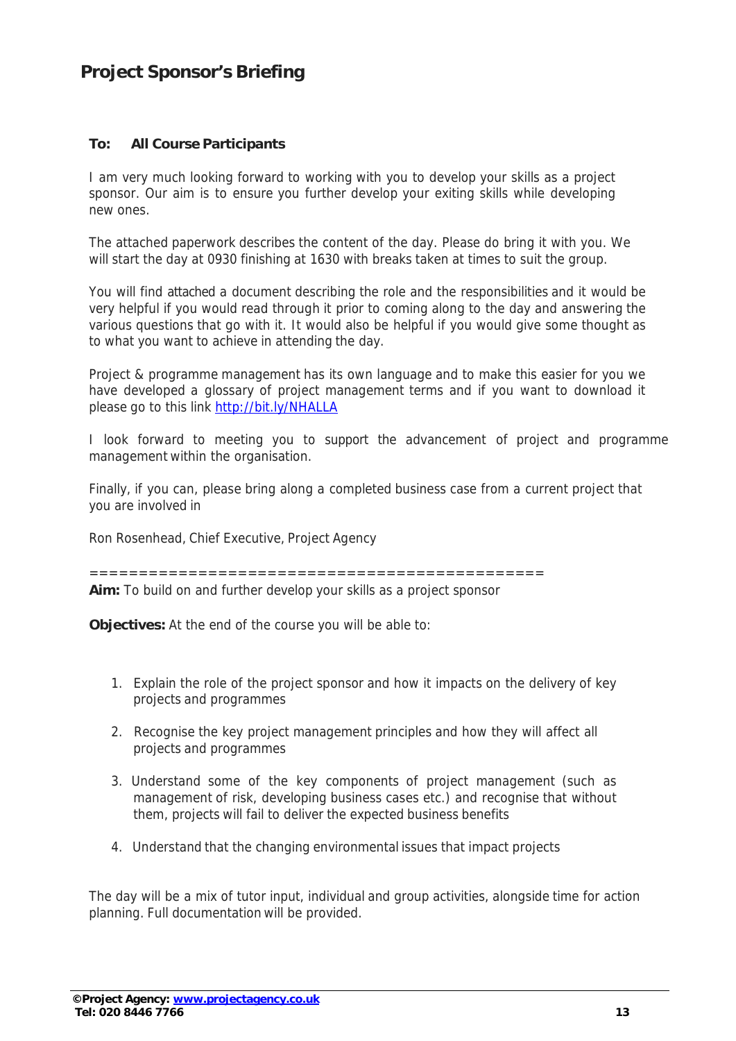# Project Sponsor's Briefing

**To: All Course Participants**

I am very much looking forward to working with you to develop your skills as a project sponsor. Our aim is to ensure you further develop your exiting skills while developing new ones.

The attached paperwork describes the content of the day. Please do bring it with you. We will start the day at 0930 finishing at 1630 with breaks taken at times to suit the group.

You will find attached a document describing the role and the responsibilities and it would be very helpful if you would read through it prior to coming along to the day and answering the various questions that go with it. It would also be helpful if you would give some thought as to what you want to achieve in attending the day.

Project & programme management has its own language and to make this easier for you we have developed a glossary of project management terms and if you want to download it please go to this link [http://bit.ly/NHALLA](http://bit.ly/NHALLA)

I look forward to meeting you to support the advancement of project and programme management within the organisation.

Finally, if you can, please bring along a completed business case from a current project that you are involved in

Ron Rosenhead, Chief Executive, Project Agency

==============================================

**Aim:** To build on and further develop your skills as a project sponsor

**Objectives:** At the end of the course you will be able to:

1. Explain the role of the project sponsor and how it impacts on the delivery of key projects and programmes
2. Recognise the key project management principles and how they will affect all projects and programmes
3. Understand some of the key components of project management (such as management of risk, developing business cases etc.) and recognise that without them, projects will fail to deliver the expected business benefits
4. Understand that the changing environmental issues that impact projects

The day will be a mix of tutor input, individual and group activities, alongside time for action planning. Full documentation will be provided.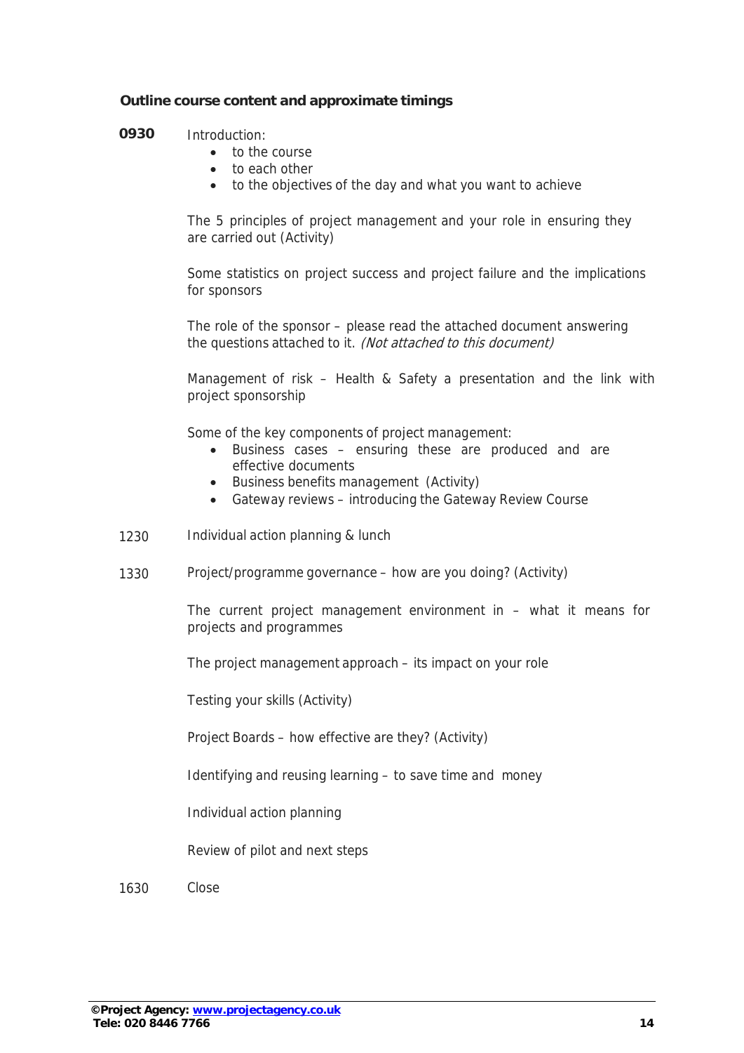**Outline course content and approximate timings**

**0930** Introduction:

- to the course
- to each other
- to the objectives of the day and what you want to achieve

The 5 principles of project management and your role in ensuring they are carried out (Activity)

Some statistics on project success and project failure and the implications for sponsors

The role of the sponsor – please read the attached document answering the questions attached to it. *(Not attached to this document)*

Management of risk – Health & Safety a presentation and the link with project sponsorship

Some of the key components of project management:

- Business cases – ensuring these are produced and are effective documents
- Business benefits management (Activity)
- Gateway reviews – introducing the Gateway Review Course

1230 Individual action planning & lunch

1330 Project/programme governance – how are you doing? (Activity)

The current project management environment in – what it means for projects and programmes

The project management approach – its impact on your role

Testing your skills (Activity)

Project Boards – how effective are they? (Activity)

Identifying and reusing learning – to save time and money

Individual action planning

Review of pilot and next steps

1630 Close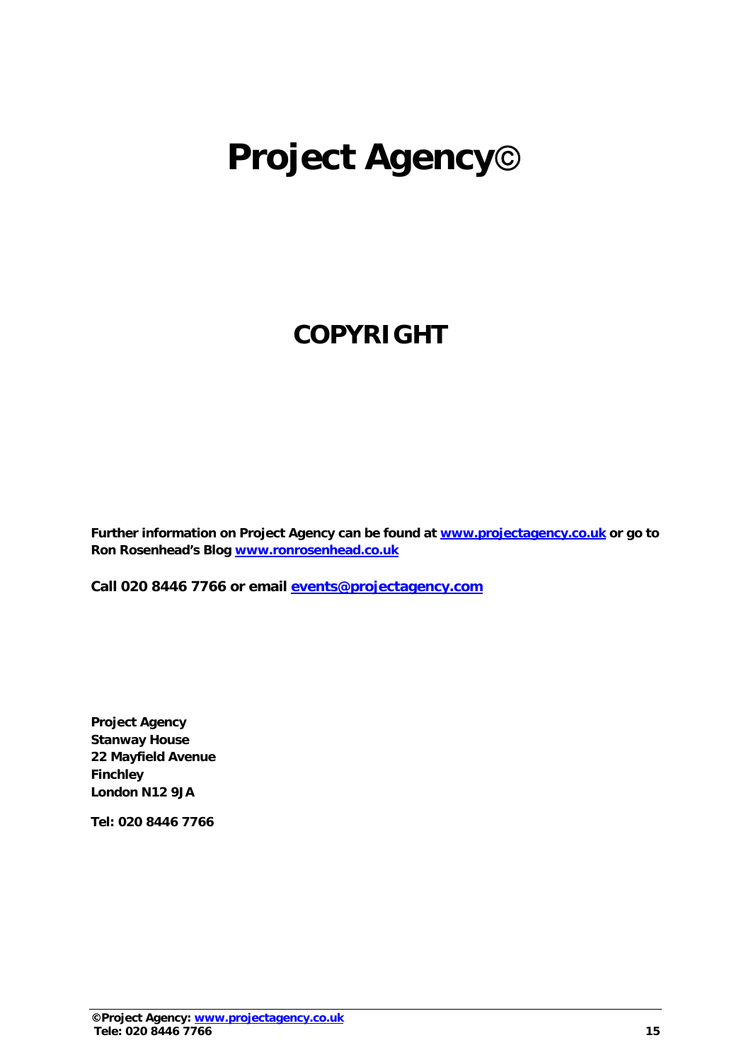# Project Agency©

## COPYRIGHT

**Further information on Project Agency can be found at [www.projectagency.co.uk](http://www.projectagency.co.uk) or go to Ron Rosenhead's Blog [www.ronrosenhead.co.uk](http://www.ronrosenhead.co.uk)**

**Call 020 8446 7766 or email [events@projectagency.com](mailto:events@projectagency.com)**

**Project Agency**
**Stanway House**
**22 Mayfield Avenue**
**Finchley**
**London N12 9JA**

**Tel: 020 8446 7766**